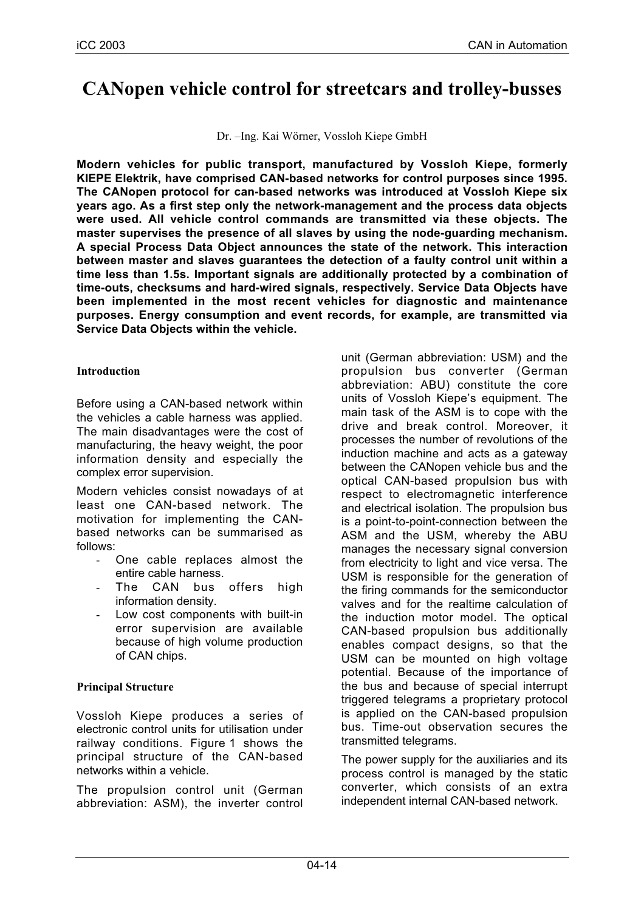# CANopen vehicle control for streetcars and trolley-busses

Dr. –Ing. Kai Wörner, Vossloh Kiepe GmbH

**Modern vehicles for public transport, manufactured by Vossloh Kiepe, formerly KIEPE Elektrik, have comprised CAN-based networks for control purposes since 1995. The CANopen protocol for can-based networks was introduced at Vossloh Kiepe six years ago. As a first step only the network-management and the process data objects were used. All vehicle control commands are transmitted via these objects. The master supervises the presence of all slaves by using the node-guarding mechanism. A special Process Data Object announces the state of the network. This interaction between master and slaves guarantees the detection of a faulty control unit within a time less than 1.5s. Important signals are additionally protected by a combination of time-outs, checksums and hard-wired signals, respectively. Service Data Objects have been implemented in the most recent vehicles for diagnostic and maintenance purposes. Energy consumption and event records, for example, are transmitted via Service Data Objects within the vehicle.**

## Introduction

Before using a CAN-based network within the vehicles a cable harness was applied. The main disadvantages were the cost of manufacturing, the heavy weight, the poor information density and especially the complex error supervision.

Modern vehicles consist nowadays of at least one CAN-based network. The motivation for implementing the CAN-based networks can be summarised as follows:

- One cable replaces almost the entire cable harness.
- The CAN bus offers high information density.
- Low cost components with built-in error supervision are available because of high volume production of CAN chips.

## Principal Structure

Vossloh Kiepe produces a series of electronic control units for utilisation under railway conditions. Figure 1 shows the principal structure of the CAN-based networks within a vehicle.

The propulsion control unit (German abbreviation: ASM), the inverter control unit (German abbreviation: USM) and the propulsion bus converter (German abbreviation: ABU) constitute the core units of Vossloh Kiepe's equipment. The main task of the ASM is to cope with the drive and break control. Moreover, it processes the number of revolutions of the induction machine and acts as a gateway between the CANopen vehicle bus and the optical CAN-based propulsion bus with respect to electromagnetic interference and electrical isolation. The propulsion bus is a point-to-point-connection between the ASM and the USM, whereby the ABU manages the necessary signal conversion from electricity to light and vice versa. The USM is responsible for the generation of the firing commands for the semiconductor valves and for the realtime calculation of the induction motor model. The optical CAN-based propulsion bus additionally enables compact designs, so that the USM can be mounted on high voltage potential. Because of the importance of the bus and because of special interrupt triggered telegrams a proprietary protocol is applied on the CAN-based propulsion bus. Time-out observation secures the transmitted telegrams.

The power supply for the auxiliaries and its process control is managed by the static converter, which consists of an extra independent internal CAN-based network.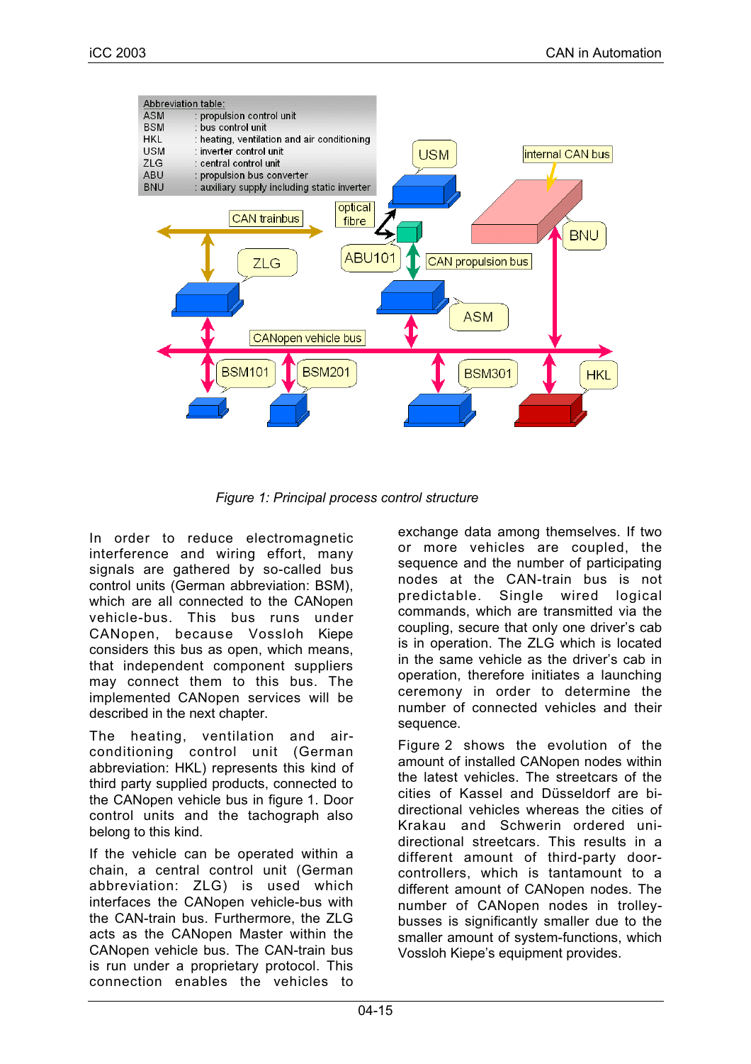Abbreviation table:

| | |
|---|---|
| ASM | : propulsion control unit |
| BSM | : bus control unit |
| HKL | : heating, ventilation and air conditioning |
| USM | : inverter control unit |
| ZLG | : central control unit |
| ABU | : propulsion bus converter |
| BNU | : auxiliary supply including static inverter |

*Figure 1: Principal process control structure*

In order to reduce electromagnetic interference and wiring effort, many signals are gathered by so-called bus control units (German abbreviation: BSM), which are all connected to the CANopen vehicle-bus. This bus runs under CANopen, because Vossloh Kiepe considers this bus as open, which means, that independent component suppliers may connect them to this bus. The implemented CANopen services will be described in the next chapter.

The heating, ventilation and air-conditioning control unit (German abbreviation: HKL) represents this kind of third party supplied products, connected to the CANopen vehicle bus in figure 1. Door control units and the tachograph also belong to this kind.

If the vehicle can be operated within a chain, a central control unit (German abbreviation: ZLG) is used which interfaces the CANopen vehicle-bus with the CAN-train bus. Furthermore, the ZLG acts as the CANopen Master within the CANopen vehicle bus. The CAN-train bus is run under a proprietary protocol. This connection enables the vehicles to exchange data among themselves. If two or more vehicles are coupled, the sequence and the number of participating nodes at the CAN-train bus is not predictable. Single wired logical commands, which are transmitted via the coupling, secure that only one driver's cab is in operation. The ZLG which is located in the same vehicle as the driver's cab in operation, therefore initiates a launching ceremony in order to determine the number of connected vehicles and their sequence.

Figure 2 shows the evolution of the amount of installed CANopen nodes within the latest vehicles. The streetcars of the cities of Kassel and Düsseldorf are bi-directional vehicles whereas the cities of Krakau and Schwerin ordered uni-directional streetcars. This results in a different amount of installed third-party door-controllers, which is tantamount to a different amount of CANopen nodes. The number of CANopen nodes in trolley-busses is significantly smaller due to the smaller amount of system-functions, which Vossloh Kiepe's equipment provides.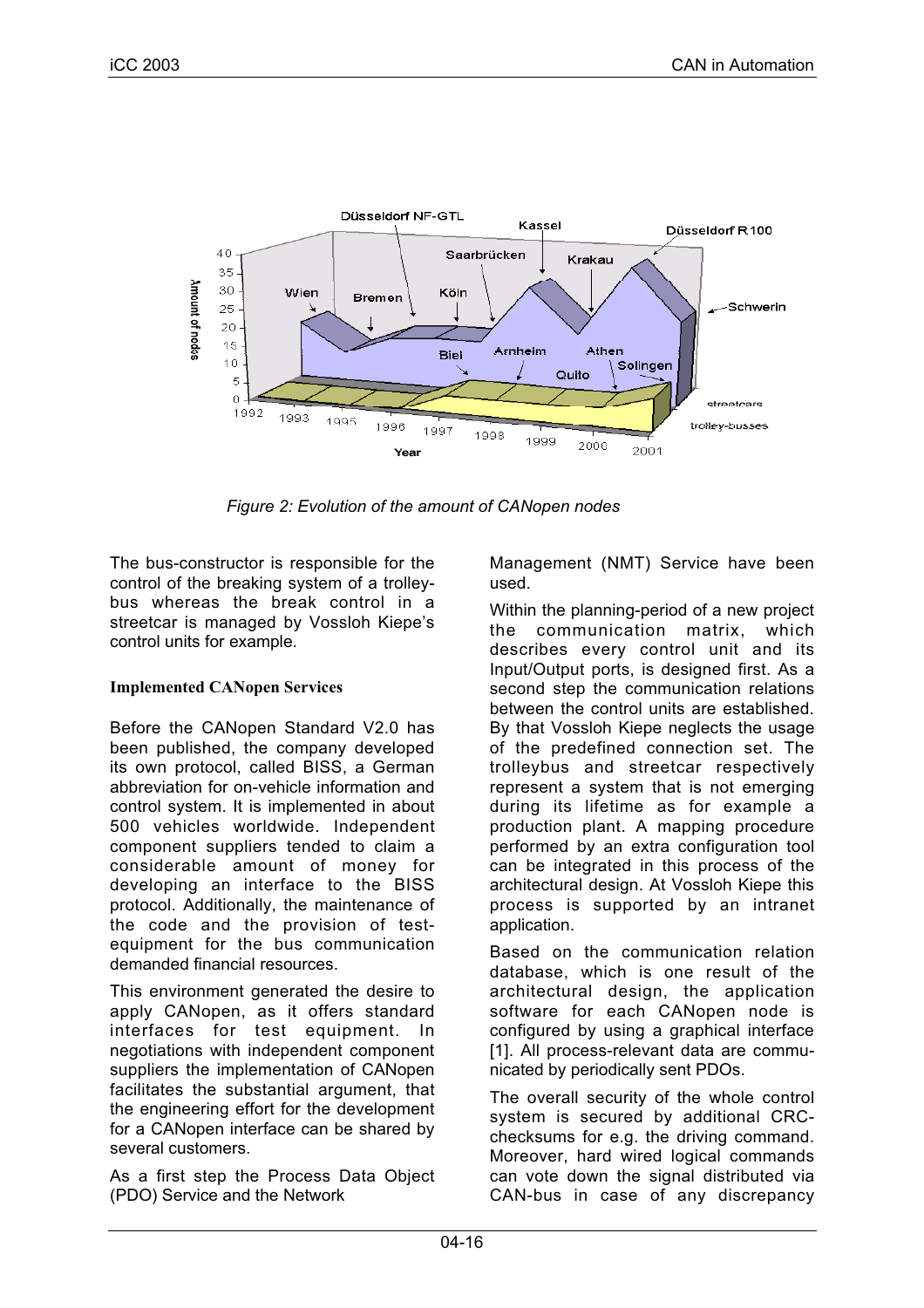*Figure 2: Evolution of the amount of CANopen nodes*

The bus-constructor is responsible for the control of the breaking system of a trolley-bus whereas the break control in a streetcar is managed by Vossloh Kiepe's control units for example.

**Implemented CANopen Services**

Before the CANopen Standard V2.0 has been published, the company developed its own protocol, called BISS, a German abbreviation for on-vehicle information and control system. It is implemented in about 500 vehicles worldwide. Independent component suppliers tended to claim a considerable amount of money for developing an interface to the BISS protocol. Additionally, the maintenance of the code and the provision of test-equipment for the bus communication demanded financial resources.

This environment generated the desire to apply CANopen, as it offers standard interfaces for test equipment. In negotiations with independent component suppliers the implementation of CANopen facilitates the substantial argument, that the engineering effort for the development for a CANopen interface can be shared by several customers.

As a first step the Process Data Object (PDO) Service and the Network Management (NMT) Service have been used.

Within the planning-period of a new project the communication matrix, which describes every control unit and its Input/Output ports, is designed first. As a second step the communication relations between the control units are established. By that Vossloh Kiepe neglects the usage of the predefined connection set. The trolleybus and streetcar respectively represent a system that is not emerging during its lifetime as for example a production plant. A mapping procedure performed by an extra configuration tool can be integrated in this process of the architectural design. At Vossloh Kiepe this process is supported by an intranet application.

Based on the communication relation database, which is one result of the architectural design, the application software for each CANopen node is configured by using a graphical interface [1]. All process-relevant data are communicated by periodically sent PDOs.

The overall security of the whole control system is secured by additional CRC-checksums for e.g. the driving command. Moreover, hard wired logical commands can vote down the signal distributed via CAN-bus in case of any discrepancy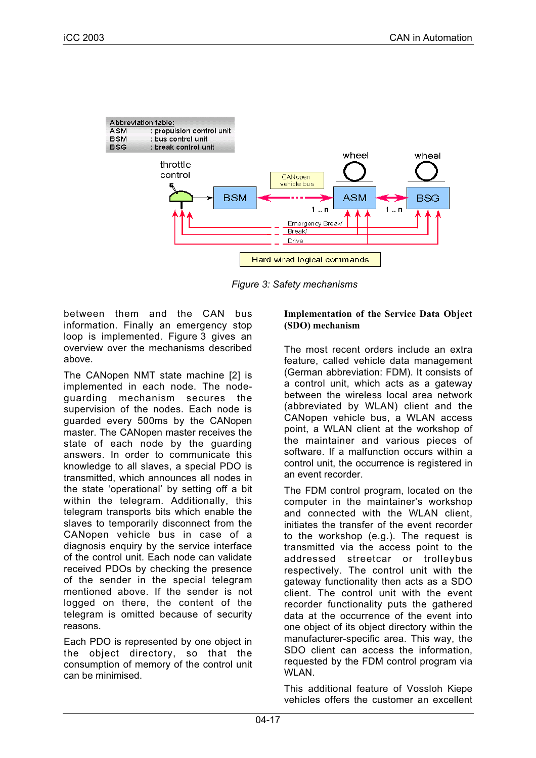Abbreviation table:
ASM : propulsion control unit
BSM : bus control unit
BSG : break control unit

*Figure 3: Safety mechanisms*

between them and the CAN bus information. Finally an emergency stop loop is implemented. Figure 3 gives an overview over the mechanisms described above.

The CANopen NMT state machine [2] is implemented in each node. The node-guarding mechanism secures the supervision of the nodes. Each node is guarded every 500ms by the CANopen master. The CANopen master receives the state of each node by the guarding answers. In order to communicate this knowledge to all slaves, a special PDO is transmitted, which announces all nodes in the state 'operational' by setting off a bit within the telegram. Additionally, this telegram transports bits which enable the slaves to temporarily disconnect from the CANopen vehicle bus in case of a diagnosis enquiry by the service interface of the control unit. Each node can validate received PDOs by checking the presence of the sender in the special telegram mentioned above. If the sender is not logged on there, the content of the telegram is omitted because of security reasons.

Each PDO is represented by one object in the object directory, so that the consumption of memory of the control unit can be minimised.

**Implementation of the Service Data Object (SDO) mechanism**

The most recent orders include an extra feature, called vehicle data management (German abbreviation: FDM). It consists of a control unit, which acts as a gateway between the wireless local area network (abbreviated by WLAN) client and the CANopen vehicle bus, a WLAN access point, a WLAN client at the workshop of the maintainer and various pieces of software. If a malfunction occurs within a control unit, the occurrence is registered in an event recorder.

The FDM control program, located on the computer in the maintainer's workshop and connected with the WLAN client, initiates the transfer of the event recorder to the workshop (e.g.). The request is transmitted via the access point to the addressed streetcar or trolleybus respectively. The control unit with the gateway functionality then acts as a SDO client. The control unit with the event recorder functionality puts the gathered data at the occurrence of the event into one object of its object directory within the manufacturer-specific area. This way, the SDO client can access the information, requested by the FDM control program via WLAN.

This additional feature of Vossloh Kiepe vehicles offers the customer an excellent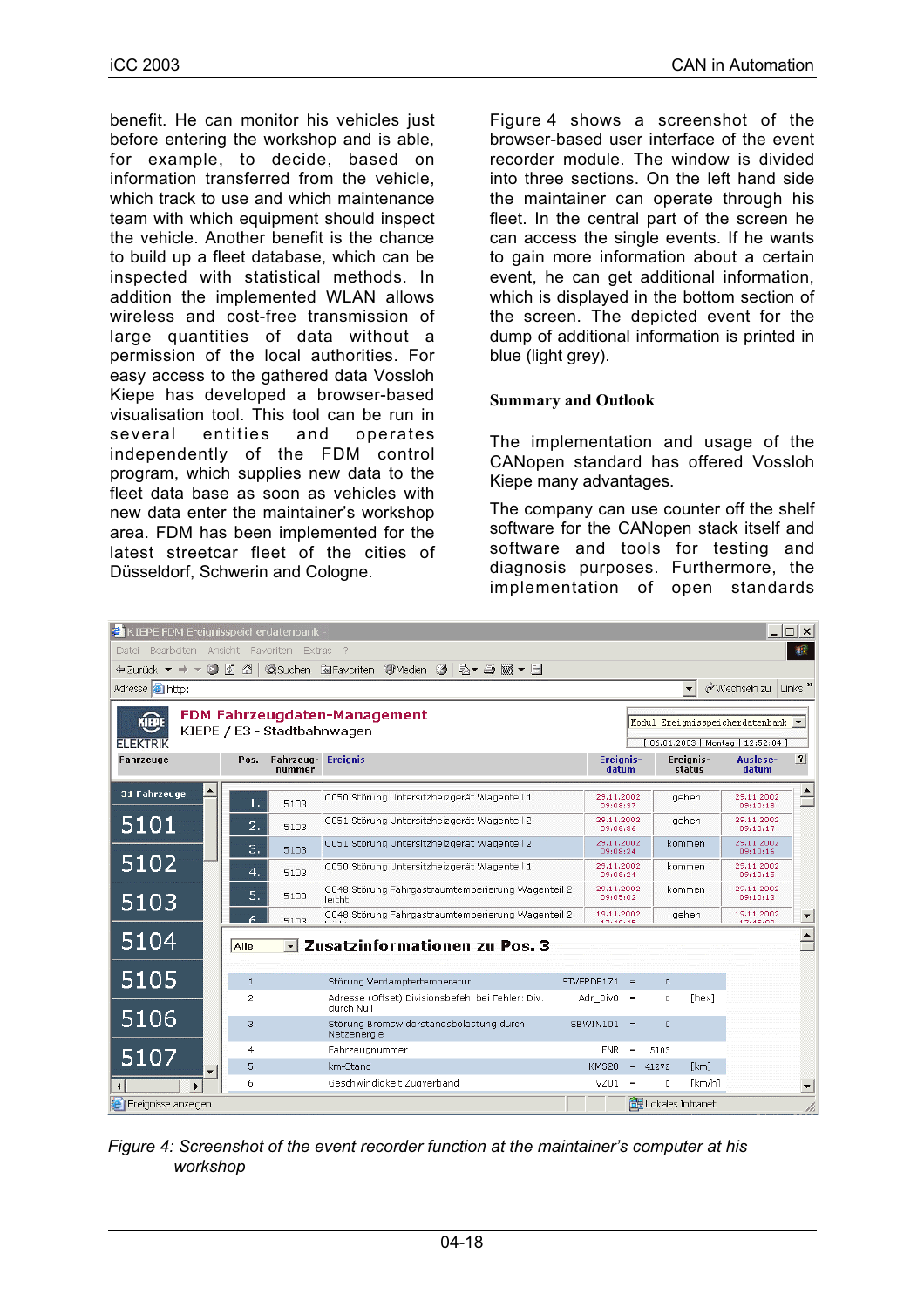benefit. He can monitor his vehicles just before entering the workshop and is able, for example, to decide, based on information transferred from the vehicle, which track to use and which maintenance team with which equipment should inspect the vehicle. Another benefit is the chance to build up a fleet database, which can be inspected with statistical methods. In addition the implemented WLAN allows wireless and cost-free transmission of large quantities of data without a permission of the local authorities. For easy access to the gathered data Vossloh Kiepe has developed a browser-based visualisation tool. This tool can be run in several entities and operates independently of the FDM control program, which supplies new data to the fleet data base as soon as vehicles with new data enter the maintainer's workshop area. FDM has been implemented for the latest streetcar fleet of the cities of Düsseldorf, Schwerin and Cologne.

Figure 4 shows a screenshot of the browser-based user interface of the event recorder module. The window is divided into three sections. On the left hand side the maintainer can operate through his fleet. In the central part of the screen he can access the single events. If he wants to gain more information about a certain event, he can get additional information, which is displayed in the bottom section of the screen. The depicted event for the dump of additional information is printed in blue (light grey).

## Summary and Outlook

The implementation and usage of the CANopen standard has offered Vossloh Kiepe many advantages.

The company can use counter off the shelf software for the CANopen stack itself and software and tools for testing and diagnosis purposes. Furthermore, the implementation of open standards

*Figure 4: Screenshot of the event recorder function at the maintainer's computer at his workshop*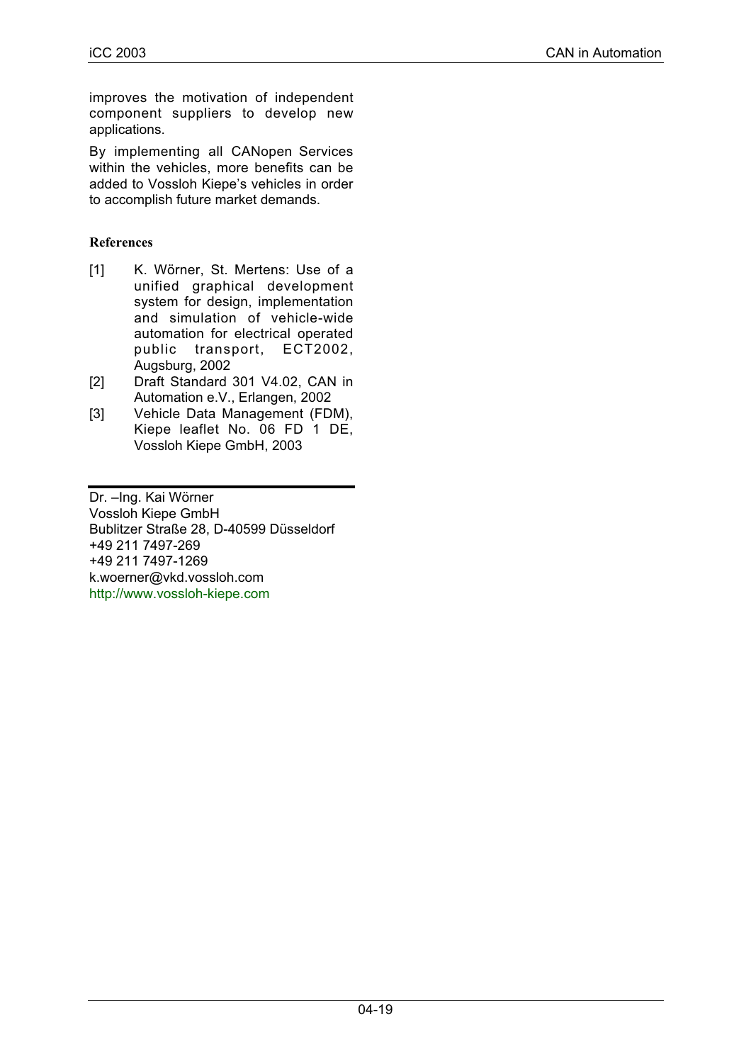improves the motivation of independent component suppliers to develop new applications.

By implementing all CANopen Services within the vehicles, more benefits can be added to Vossloh Kiepe's vehicles in order to accomplish future market demands.

**References**

[1] K. Wörner, St. Mertens: Use of a unified graphical development system for design, implementation and simulation of vehicle-wide automation for electrical operated public transport, ECT2002, Augsburg, 2002

[2] Draft Standard 301 V4.02, CAN in Automation e.V., Erlangen, 2002

[3] Vehicle Data Management (FDM), Kiepe leaflet No. 06 FD 1 DE, Vossloh Kiepe GmbH, 2003

---

Dr. –Ing. Kai Wörner
Vossloh Kiepe GmbH
Bublitzer Straße 28, D-40599 Düsseldorf
+49 211 7497-269
+49 211 7497-1269
k.woerner@vkd.vossloh.com
http://www.vossloh-kiepe.com